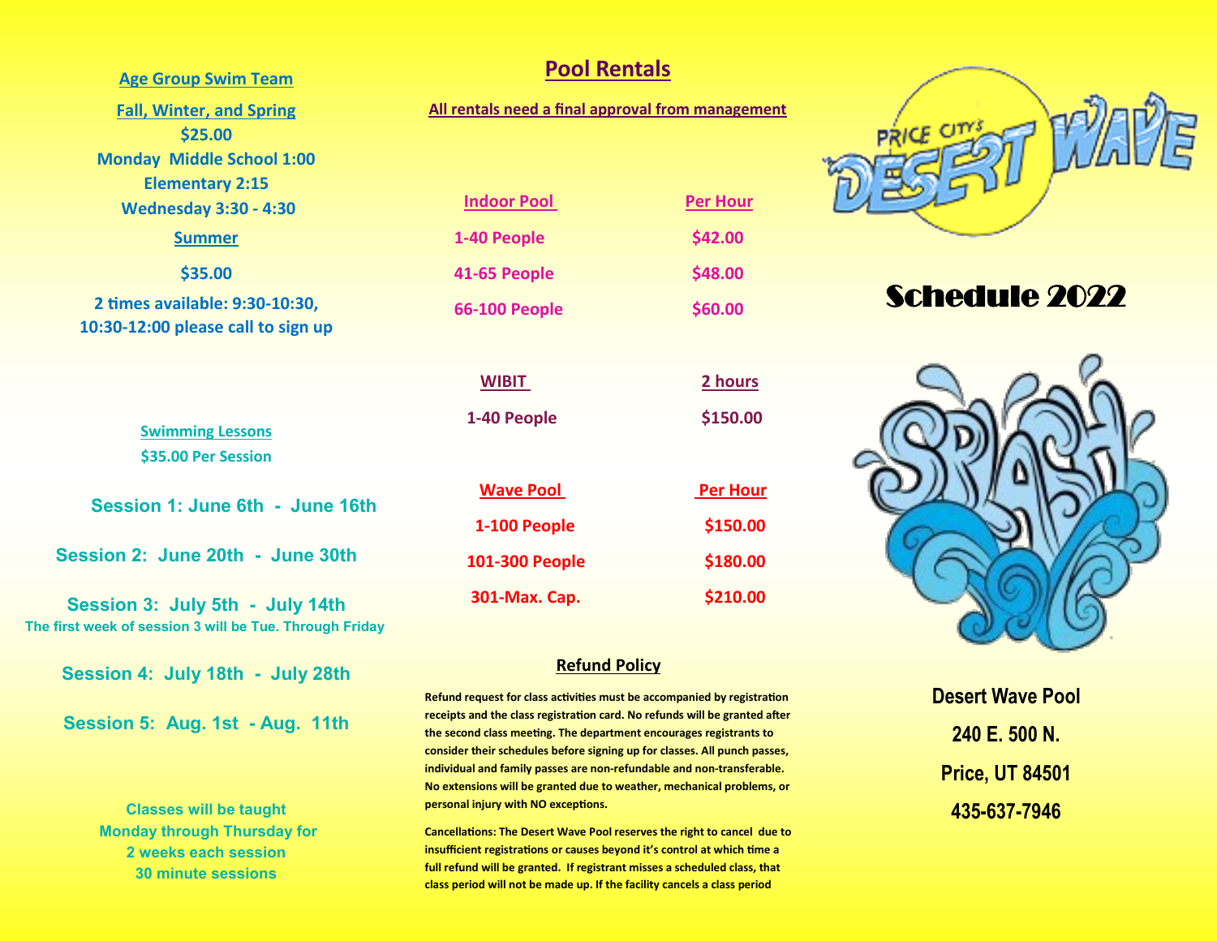## Age Group Swim Team

### Fall, Winter, and Spring

**$25.00**

**Monday Middle School 1:00**

**Elementary 2:15**

**Wednesday 3:30 - 4:30**

### Summer

**$35.00**

**2 times available: 9:30-10:30, 10:30-12:00 please call to sign up**

## Swimming Lessons

**$35.00 Per Session**

**Session 1: June 6th - June 16th**

**Session 2: June 20th - June 30th**

**Session 3: July 5th - July 14th**

**The first week of session 3 will be Tue. Through Friday**

**Session 4: July 18th - July 28th**

**Session 5: Aug. 1st - Aug. 11th**

**Classes will be taught Monday through Thursday for 2 weeks each session 30 minute sessions**

## Pool Rentals

**All rentals need a final approval from management**

| Indoor Pool | Per Hour |
|---|---|
| 1-40 People | $42.00 |
| 41-65 People | $48.00 |
| 66-100 People | $60.00 |

| WIBIT | 2 hours |
|---|---|
| 1-40 People | $150.00 |

| Wave Pool | Per Hour |
|---|---|
| 1-100 People | $150.00 |
| 101-300 People | $180.00 |
| 301-Max. Cap. | $210.00 |

### Refund Policy

**Refund request for class activities must be accompanied by registration receipts and the class registration card. No refunds will be granted after the second class meeting. The department encourages registrants to consider their schedules before signing up for classes. All punch passes, individual and family passes are non-refundable and non-transferable. No extensions will be granted due to weather, mechanical problems, or personal injury with NO exceptions.**

**Cancellations: The Desert Wave Pool reserves the right to cancel due to insufficient registrations or causes beyond it's control at which time a full refund will be granted. If registrant misses a scheduled class, that class period will not be made up. If the facility cancels a class period**

# PRICE CITY'S DESERT WAVE

# Schedule 2022

SPLASH

**Desert Wave Pool**

**240 E. 500 N.**

**Price, UT 84501**

**435-637-7946**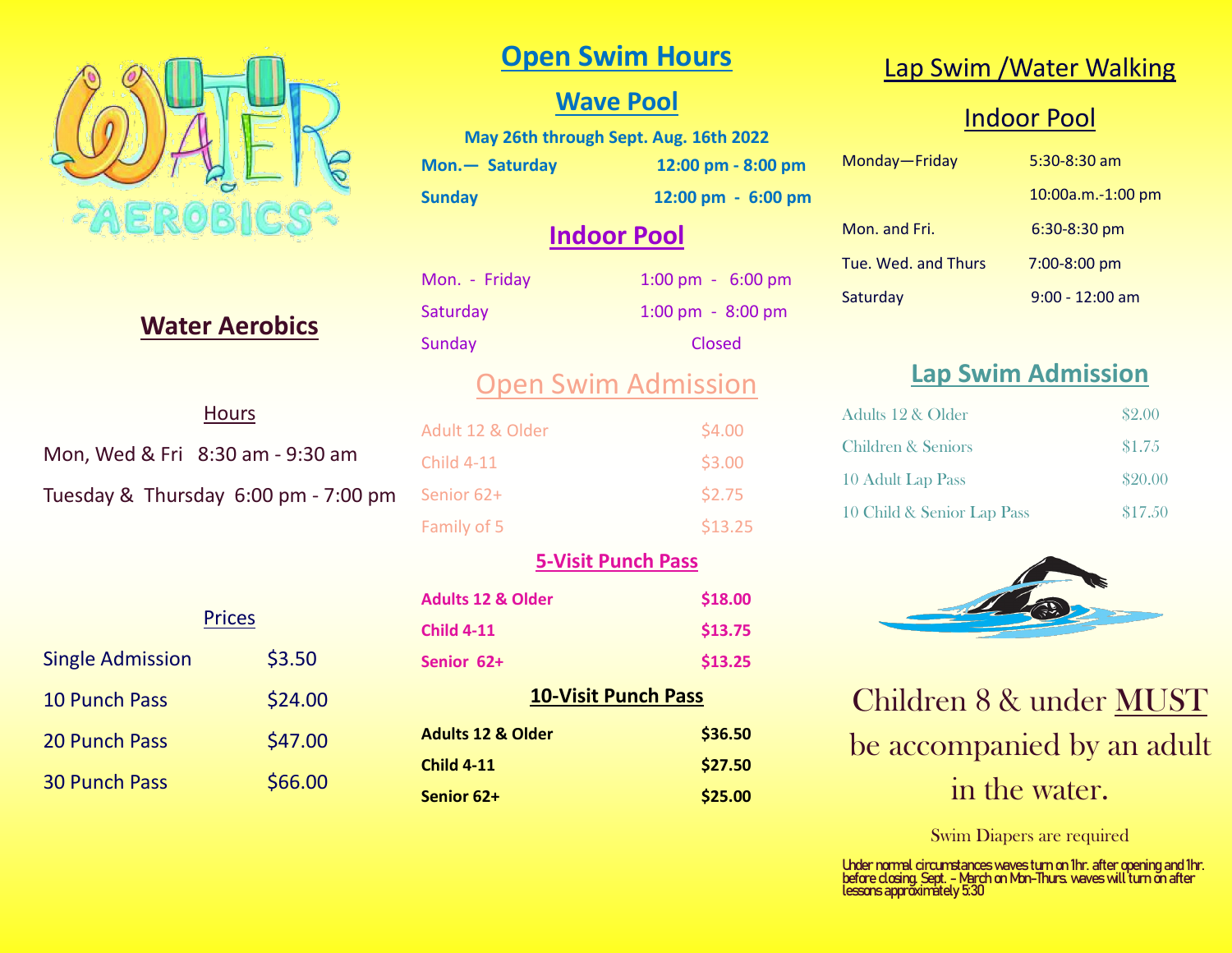## Water Aerobics

Hours

Mon, Wed & Fri 8:30 am - 9:30 am

Tuesday & Thursday 6:00 pm - 7:00 pm

Prices

| | |
|---|---|
| Single Admission | $3.50 |
| 10 Punch Pass | $24.00 |
| 20 Punch Pass | $47.00 |
| 30 Punch Pass | $66.00 |

# Open Swim Hours

## Wave Pool

**May 26th through Sept. Aug. 16th 2022**

| | |
|---|---|
| **Mon.— Saturday** | **12:00 pm - 8:00 pm** |
| **Sunday** | **12:00 pm - 6:00 pm** |

## Indoor Pool

| | |
|---|---|
| Mon. - Friday | 1:00 pm - 6:00 pm |
| Saturday | 1:00 pm - 8:00 pm |
| Sunday | Closed |

## Open Swim Admission

| | |
|---|---|
| Adult 12 & Older | $4.00 |
| Child 4-11 | $3.00 |
| Senior 62+ | $2.75 |
| Family of 5 | $13.25 |

### 5-Visit Punch Pass

| | |
|---|---|
| **Adults 12 & Older** | **$18.00** |
| **Child 4-11** | **$13.75** |
| **Senior 62+** | **$13.25** |

### 10-Visit Punch Pass

| | |
|---|---|
| **Adults 12 & Older** | **$36.50** |
| **Child 4-11** | **$27.50** |
| **Senior 62+** | **$25.00** |

# Lap Swim /Water Walking

## Indoor Pool

| | |
|---|---|
| Monday—Friday | 5:30-8:30 am |
| | 10:00a.m.-1:00 pm |
| Mon. and Fri. | 6:30-8:30 pm |
| Tue. Wed. and Thurs | 7:00-8:00 pm |
| Saturday | 9:00 - 12:00 am |

## Lap Swim Admission

| | |
|---|---|
| Adults 12 & Older | $2.00 |
| Children & Seniors | $1.75 |
| 10 Adult Lap Pass | $20.00 |
| 10 Child & Senior Lap Pass | $17.50 |

Children 8 & under MUST be accompanied by an adult in the water.

Swim Diapers are required

Under normal circumstances waves turn on 1hr. after opening and 1hr. before closing. Sept. – March on Mon-Thurs. waves will turn on after lessons approximately 5:30